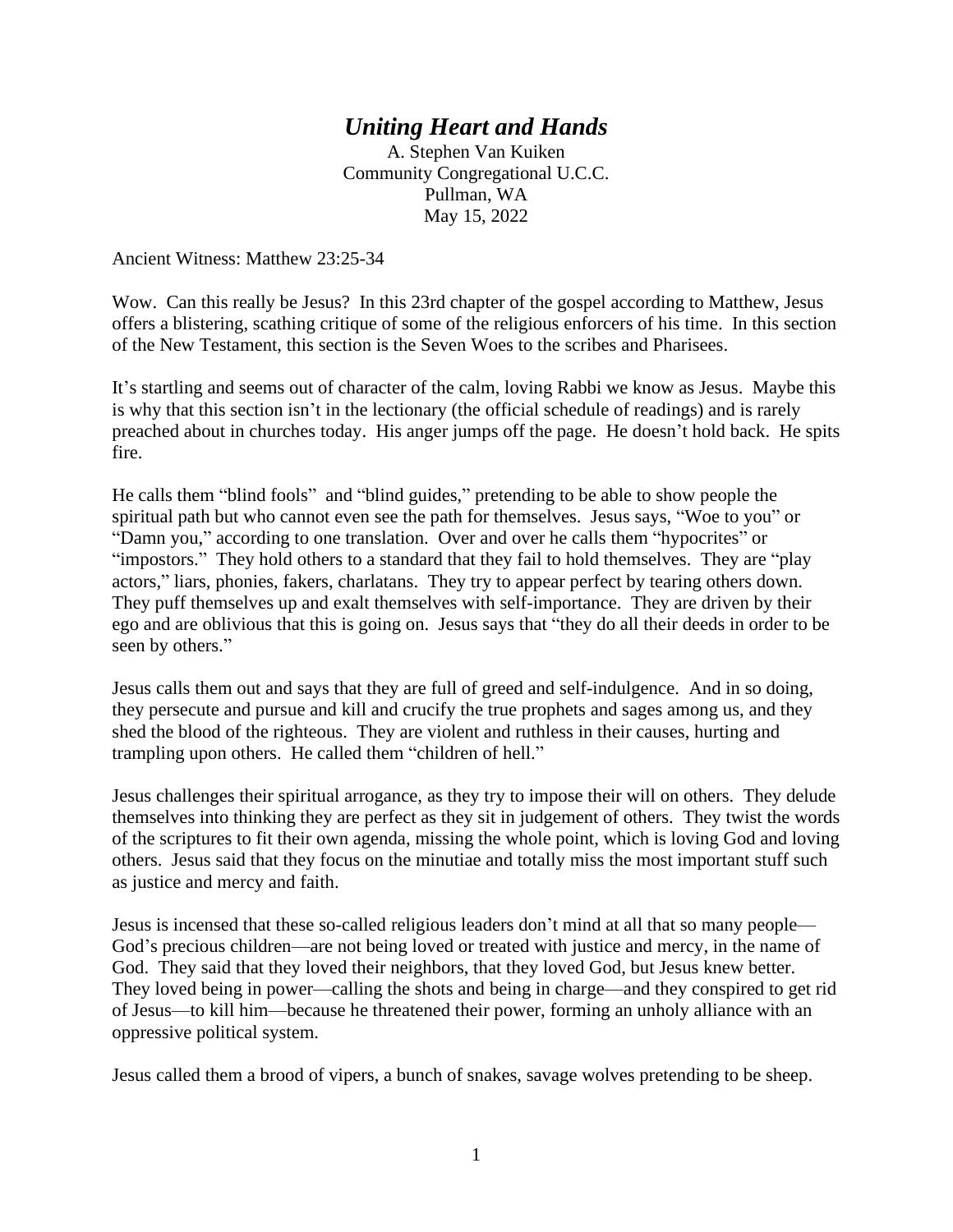# *Uniting Heart and Hands*

A. Stephen Van Kuiken
Community Congregational U.C.C.
Pullman, WA
May 15, 2022

Ancient Witness: Matthew 23:25-34

Wow. Can this really be Jesus? In this 23rd chapter of the gospel according to Matthew, Jesus offers a blistering, scathing critique of some of the religious enforcers of his time. In this section of the New Testament, this section is the Seven Woes to the scribes and Pharisees.

It's startling and seems out of character of the calm, loving Rabbi we know as Jesus. Maybe this is why that this section isn't in the lectionary (the official schedule of readings) and is rarely preached about in churches today. His anger jumps off the page. He doesn't hold back. He spits fire.

He calls them "blind fools" and "blind guides," pretending to be able to show people the spiritual path but who cannot even see the path for themselves. Jesus says, "Woe to you" or "Damn you," according to one translation. Over and over he calls them "hypocrites" or "impostors." They hold others to a standard that they fail to hold themselves. They are "play actors," liars, phonies, fakers, charlatans. They try to appear perfect by tearing others down. They puff themselves up and exalt themselves with self-importance. They are driven by their ego and are oblivious that this is going on. Jesus says that "they do all their deeds in order to be seen by others."

Jesus calls them out and says that they are full of greed and self-indulgence. And in so doing, they persecute and pursue and kill and crucify the true prophets and sages among us, and they shed the blood of the righteous. They are violent and ruthless in their causes, hurting and trampling upon others. He called them "children of hell."

Jesus challenges their spiritual arrogance, as they try to impose their will on others. They delude themselves into thinking they are perfect as they sit in judgement of others. They twist the words of the scriptures to fit their own agenda, missing the whole point, which is loving God and loving others. Jesus said that they focus on the minutiae and totally miss the most important stuff such as justice and mercy and faith.

Jesus is incensed that these so-called religious leaders don't mind at all that so many people—God's precious children—are not being loved or treated with justice and mercy, in the name of God. They said that they loved their neighbors, that they loved God, but Jesus knew better. They loved being in power—calling the shots and being in charge—and they conspired to get rid of Jesus—to kill him—because he threatened their power, forming an unholy alliance with an oppressive political system.

Jesus called them a brood of vipers, a bunch of snakes, savage wolves pretending to be sheep.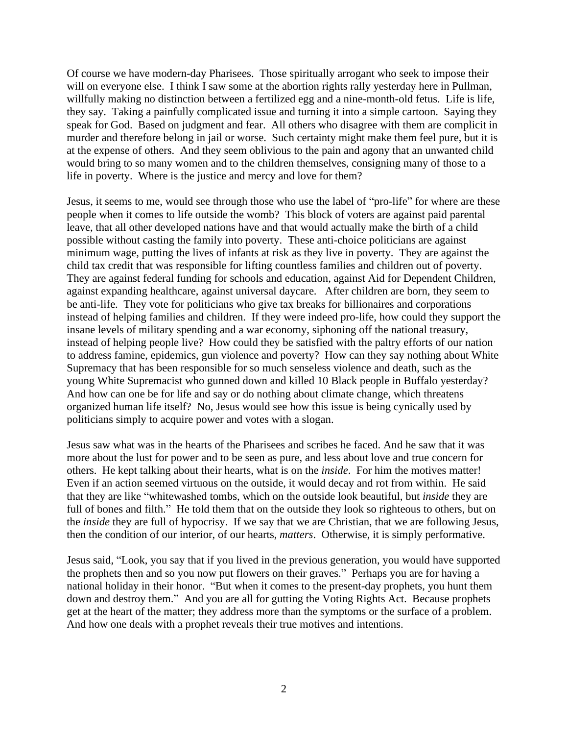Of course we have modern-day Pharisees. Those spiritually arrogant who seek to impose their will on everyone else. I think I saw some at the abortion rights rally yesterday here in Pullman, willfully making no distinction between a fertilized egg and a nine-month-old fetus. Life is life, they say. Taking a painfully complicated issue and turning it into a simple cartoon. Saying they speak for God. Based on judgment and fear. All others who disagree with them are complicit in murder and therefore belong in jail or worse. Such certainty might make them feel pure, but it is at the expense of others. And they seem oblivious to the pain and agony that an unwanted child would bring to so many women and to the children themselves, consigning many of those to a life in poverty. Where is the justice and mercy and love for them?

Jesus, it seems to me, would see through those who use the label of "pro-life" for where are these people when it comes to life outside the womb? This block of voters are against paid parental leave, that all other developed nations have and that would actually make the birth of a child possible without casting the family into poverty. These anti-choice politicians are against minimum wage, putting the lives of infants at risk as they live in poverty. They are against the child tax credit that was responsible for lifting countless families and children out of poverty. They are against federal funding for schools and education, against Aid for Dependent Children, against expanding healthcare, against universal daycare. After children are born, they seem to be anti-life. They vote for politicians who give tax breaks for billionaires and corporations instead of helping families and children. If they were indeed pro-life, how could they support the insane levels of military spending and a war economy, siphoning off the national treasury, instead of helping people live? How could they be satisfied with the paltry efforts of our nation to address famine, epidemics, gun violence and poverty? How can they say nothing about White Supremacy that has been responsible for so much senseless violence and death, such as the young White Supremacist who gunned down and killed 10 Black people in Buffalo yesterday? And how can one be for life and say or do nothing about climate change, which threatens organized human life itself? No, Jesus would see how this issue is being cynically used by politicians simply to acquire power and votes with a slogan.

Jesus saw what was in the hearts of the Pharisees and scribes he faced. And he saw that it was more about the lust for power and to be seen as pure, and less about love and true concern for others. He kept talking about their hearts, what is on the *inside*. For him the motives matter! Even if an action seemed virtuous on the outside, it would decay and rot from within. He said that they are like "whitewashed tombs, which on the outside look beautiful, but *inside* they are full of bones and filth." He told them that on the outside they look so righteous to others, but on the *inside* they are full of hypocrisy. If we say that we are Christian, that we are following Jesus, then the condition of our interior, of our hearts, *matters*. Otherwise, it is simply performative.

Jesus said, "Look, you say that if you lived in the previous generation, you would have supported the prophets then and so you now put flowers on their graves." Perhaps you are for having a national holiday in their honor. "But when it comes to the present-day prophets, you hunt them down and destroy them." And you are all for gutting the Voting Rights Act. Because prophets get at the heart of the matter; they address more than the symptoms or the surface of a problem. And how one deals with a prophet reveals their true motives and intentions.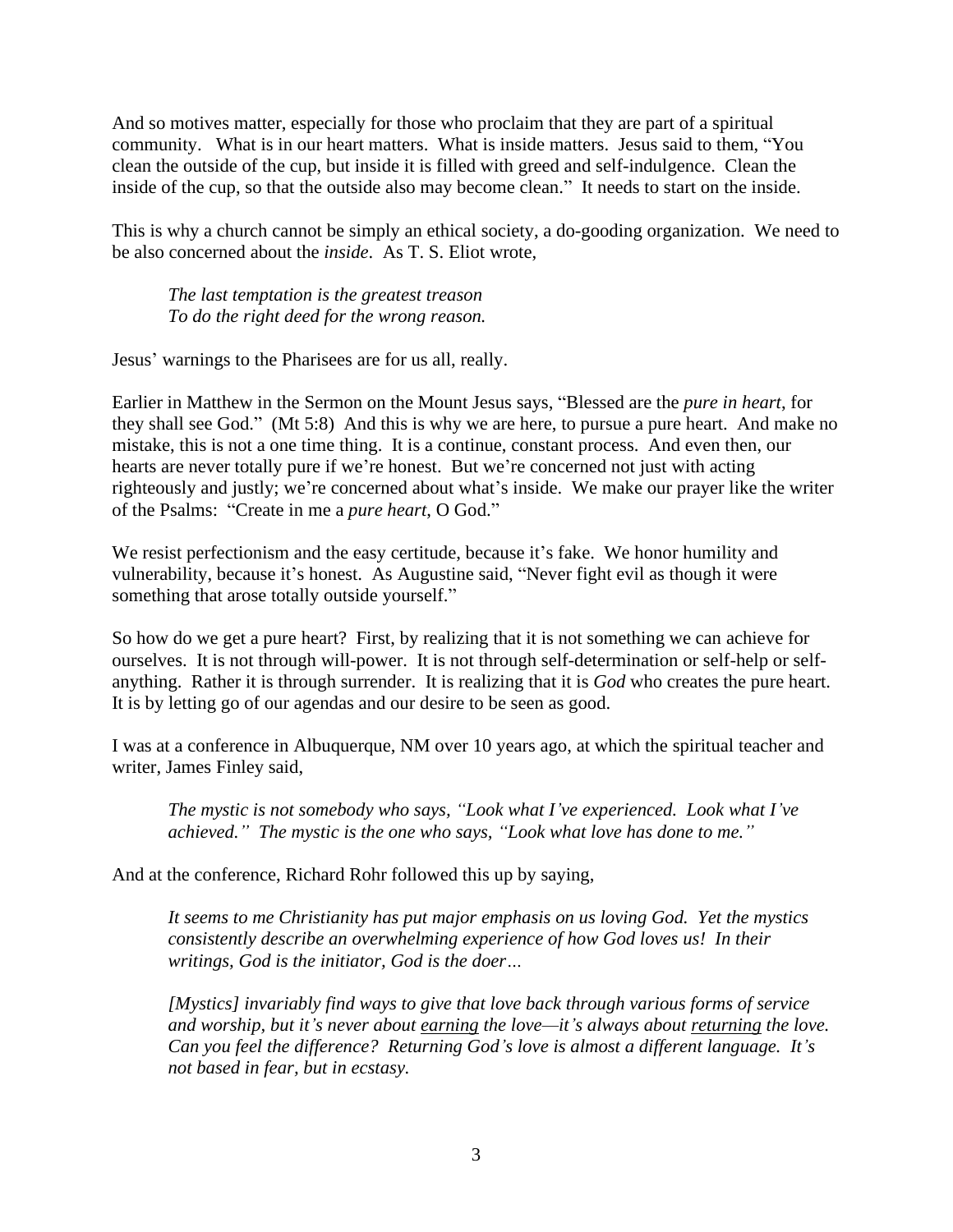And so motives matter, especially for those who proclaim that they are part of a spiritual community. What is in our heart matters. What is inside matters. Jesus said to them, "You clean the outside of the cup, but inside it is filled with greed and self-indulgence. Clean the inside of the cup, so that the outside also may become clean." It needs to start on the inside.

This is why a church cannot be simply an ethical society, a do-gooding organization. We need to be also concerned about the *inside*. As T. S. Eliot wrote,

> *The last temptation is the greatest treason*
> *To do the right deed for the wrong reason.*

Jesus' warnings to the Pharisees are for us all, really.

Earlier in Matthew in the Sermon on the Mount Jesus says, "Blessed are the *pure in heart*, for they shall see God." (Mt 5:8) And this is why we are here, to pursue a pure heart. And make no mistake, this is not a one time thing. It is a continue, constant process. And even then, our hearts are never totally pure if we're honest. But we're concerned not just with acting righteously and justly; we're concerned about what's inside. We make our prayer like the writer of the Psalms: "Create in me a *pure heart*, O God."

We resist perfectionism and the easy certitude, because it's fake. We honor humility and vulnerability, because it's honest. As Augustine said, "Never fight evil as though it were something that arose totally outside yourself."

So how do we get a pure heart? First, by realizing that it is not something we can achieve for ourselves. It is not through will-power. It is not through self-determination or self-help or self-anything. Rather it is through surrender. It is realizing that it is *God* who creates the pure heart. It is by letting go of our agendas and our desire to be seen as good.

I was at a conference in Albuquerque, NM over 10 years ago, at which the spiritual teacher and writer, James Finley said,

> *The mystic is not somebody who says, "Look what I've experienced. Look what I've achieved." The mystic is the one who says, "Look what love has done to me."*

And at the conference, Richard Rohr followed this up by saying,

> *It seems to me Christianity has put major emphasis on us loving God. Yet the mystics consistently describe an overwhelming experience of how God loves us! In their writings, God is the initiator, God is the doer…*
>
> *[Mystics] invariably find ways to give that love back through various forms of service and worship, but it's never about <u>earning</u> the love—it's always about <u>returning</u> the love. Can you feel the difference? Returning God's love is almost a different language. It's not based in fear, but in ecstasy.*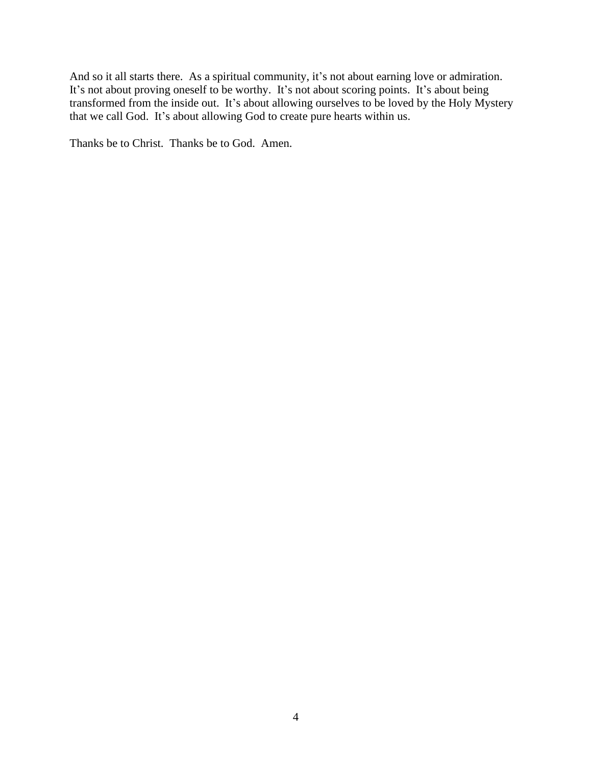And so it all starts there.  As a spiritual community, it's not about earning love or admiration.  It's not about proving oneself to be worthy.  It's not about scoring points.  It's about being transformed from the inside out.  It's about allowing ourselves to be loved by the Holy Mystery that we call God.  It's about allowing God to create pure hearts within us.

Thanks be to Christ.  Thanks be to God.  Amen.